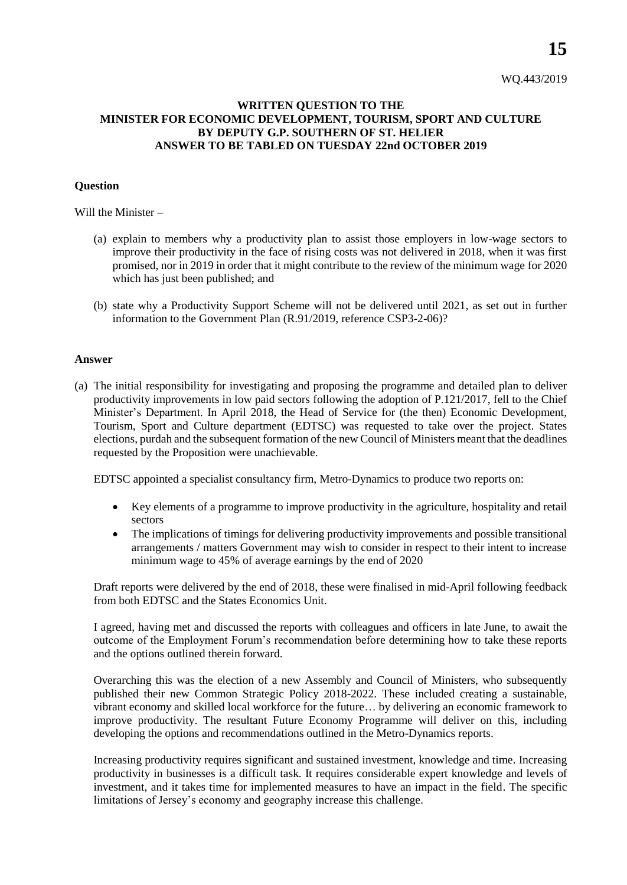WQ.443/2019

**WRITTEN QUESTION TO THE MINISTER FOR ECONOMIC DEVELOPMENT, TOURISM, SPORT AND CULTURE BY DEPUTY G.P. SOUTHERN OF ST. HELIER ANSWER TO BE TABLED ON TUESDAY 22nd OCTOBER 2019**

**Question**

Will the Minister –

(a) explain to members why a productivity plan to assist those employers in low-wage sectors to improve their productivity in the face of rising costs was not delivered in 2018, when it was first promised, nor in 2019 in order that it might contribute to the review of the minimum wage for 2020 which has just been published; and

(b) state why a Productivity Support Scheme will not be delivered until 2021, as set out in further information to the Government Plan (R.91/2019, reference CSP3-2-06)?

**Answer**

(a) The initial responsibility for investigating and proposing the programme and detailed plan to deliver productivity improvements in low paid sectors following the adoption of P.121/2017, fell to the Chief Minister's Department. In April 2018, the Head of Service for (the then) Economic Development, Tourism, Sport and Culture department (EDTSC) was requested to take over the project. States elections, purdah and the subsequent formation of the new Council of Ministers meant that the deadlines requested by the Proposition were unachievable.

EDTSC appointed a specialist consultancy firm, Metro-Dynamics to produce two reports on:

- Key elements of a programme to improve productivity in the agriculture, hospitality and retail sectors
- The implications of timings for delivering productivity improvements and possible transitional arrangements / matters Government may wish to consider in respect to their intent to increase minimum wage to 45% of average earnings by the end of 2020

Draft reports were delivered by the end of 2018, these were finalised in mid-April following feedback from both EDTSC and the States Economics Unit.

I agreed, having met and discussed the reports with colleagues and officers in late June, to await the outcome of the Employment Forum's recommendation before determining how to take these reports and the options outlined therein forward.

Overarching this was the election of a new Assembly and Council of Ministers, who subsequently published their new Common Strategic Policy 2018-2022. These included creating a sustainable, vibrant economy and skilled local workforce for the future… by delivering an economic framework to improve productivity. The resultant Future Economy Programme will deliver on this, including developing the options and recommendations outlined in the Metro-Dynamics reports.

Increasing productivity requires significant and sustained investment, knowledge and time. Increasing productivity in businesses is a difficult task. It requires considerable expert knowledge and levels of investment, and it takes time for implemented measures to have an impact in the field. The specific limitations of Jersey's economy and geography increase this challenge.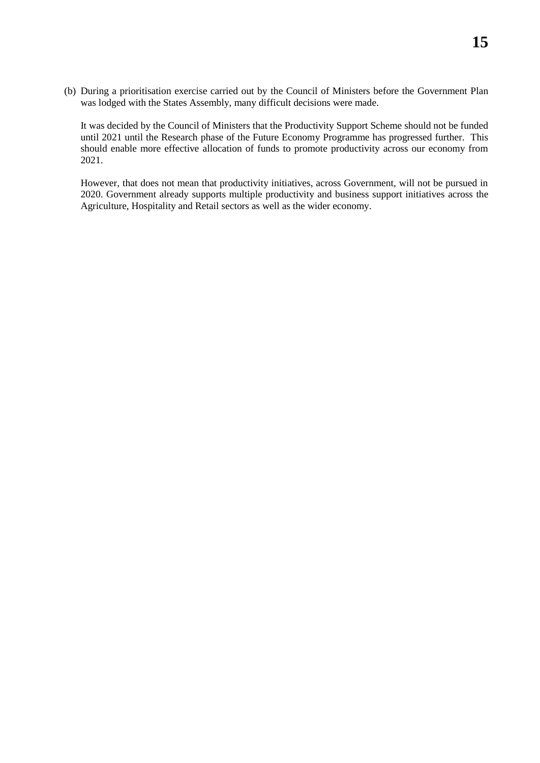(b) During a prioritisation exercise carried out by the Council of Ministers before the Government Plan was lodged with the States Assembly, many difficult decisions were made.

It was decided by the Council of Ministers that the Productivity Support Scheme should not be funded until 2021 until the Research phase of the Future Economy Programme has progressed further. This should enable more effective allocation of funds to promote productivity across our economy from 2021.

However, that does not mean that productivity initiatives, across Government, will not be pursued in 2020. Government already supports multiple productivity and business support initiatives across the Agriculture, Hospitality and Retail sectors as well as the wider economy.